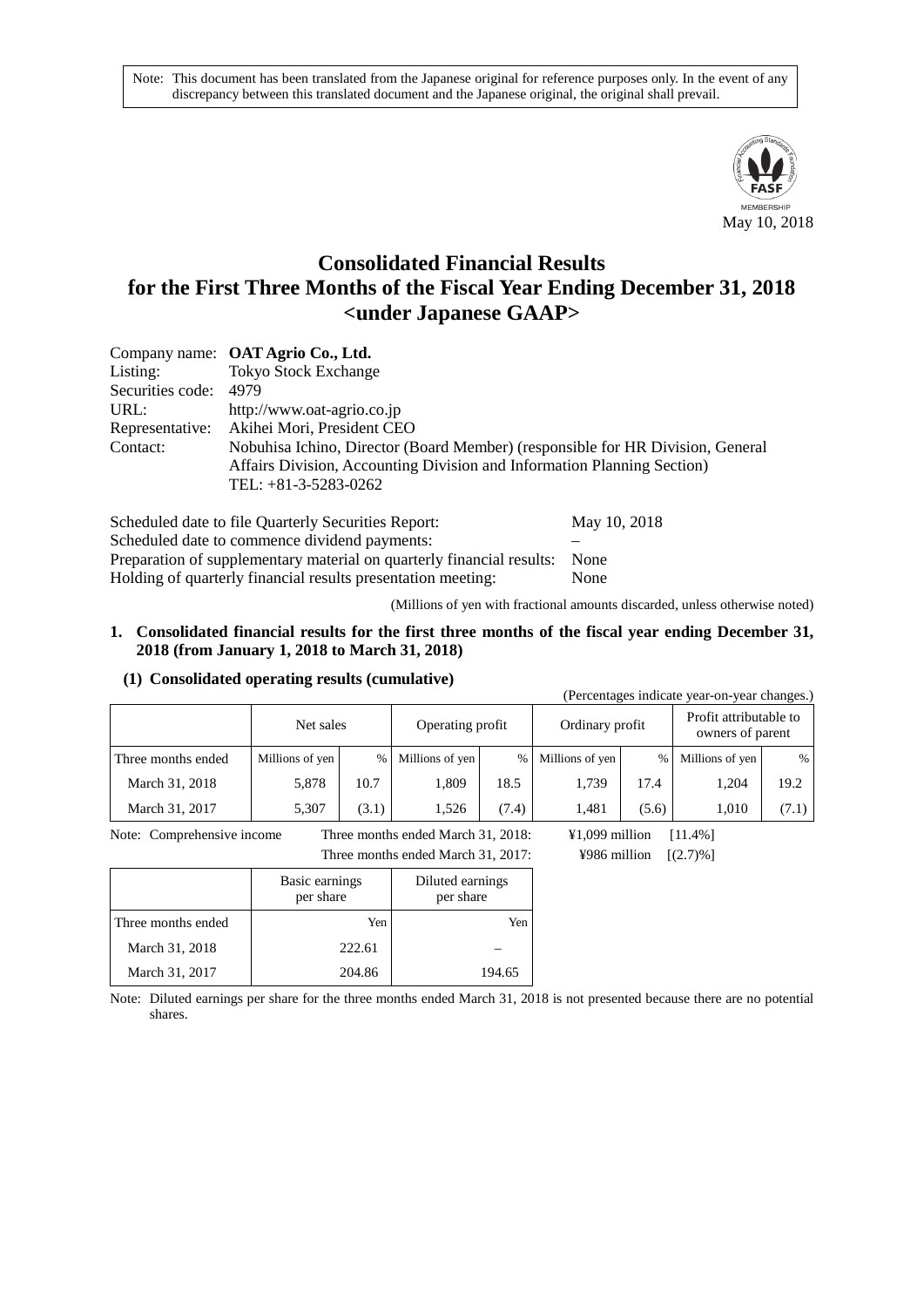Note: This document has been translated from the Japanese original for reference purposes only. In the event of any discrepancy between this translated document and the Japanese original, the original shall prevail.

May 10, 2018

# Consolidated Financial Results for the First Three Months of the Fiscal Year Ending December 31, 2018 <under Japanese GAAP>

Company name: **OAT Agrio Co., Ltd.**
Listing: Tokyo Stock Exchange
Securities code: 4979
URL: http://www.oat-agrio.co.jp
Representative: Akihei Mori, President CEO
Contact: Nobuhisa Ichino, Director (Board Member) (responsible for HR Division, General Affairs Division, Accounting Division and Information Planning Section)
TEL: +81-3-5283-0262

Scheduled date to file Quarterly Securities Report: May 10, 2018
Scheduled date to commence dividend payments: –
Preparation of supplementary material on quarterly financial results: None
Holding of quarterly financial results presentation meeting: None

(Millions of yen with fractional amounts discarded, unless otherwise noted)

## 1. Consolidated financial results for the first three months of the fiscal year ending December 31, 2018 (from January 1, 2018 to March 31, 2018)

### (1) Consolidated operating results (cumulative)

(Percentages indicate year-on-year changes.)

| | Net sales | | Operating profit | | Ordinary profit | | Profit attributable to owners of parent | |
|---|---|---|---|---|---|---|---|---|
| Three months ended | Millions of yen | % | Millions of yen | % | Millions of yen | % | Millions of yen | % |
| March 31, 2018 | 5,878 | 10.7 | 1,809 | 18.5 | 1,739 | 17.4 | 1,204 | 19.2 |
| March 31, 2017 | 5,307 | (3.1) | 1,526 | (7.4) | 1,481 | (5.6) | 1,010 | (7.1) |

Note: Comprehensive income
Three months ended March 31, 2018: ¥1,099 million [11.4%]
Three months ended March 31, 2017: ¥986 million [(2.7)%]

| | Basic earnings per share | Diluted earnings per share |
|---|---|---|
| Three months ended | Yen | Yen |
| March 31, 2018 | 222.61 | – |
| March 31, 2017 | 204.86 | 194.65 |

Note: Diluted earnings per share for the three months ended March 31, 2018 is not presented because there are no potential shares.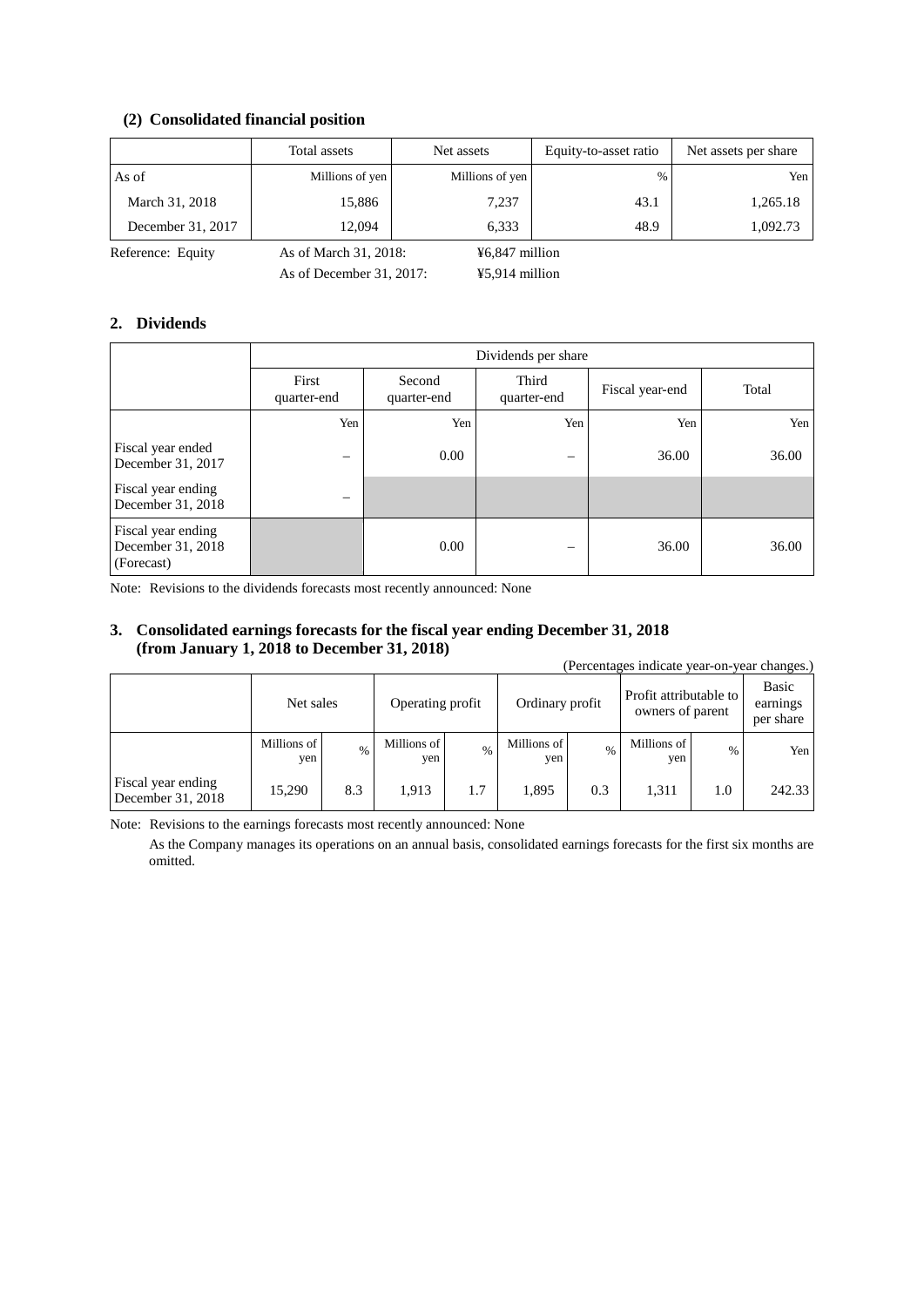### (2) Consolidated financial position

| | Total assets | Net assets | Equity-to-asset ratio | Net assets per share |
|---|---|---|---|---|
| As of | Millions of yen | Millions of yen | % | Yen |
| March 31, 2018 | 15,886 | 7,237 | 43.1 | 1,265.18 |
| December 31, 2017 | 12,094 | 6,333 | 48.9 | 1,092.73 |

Reference: Equity As of March 31, 2018: ¥6,847 million
As of December 31, 2017: ¥5,914 million

## 2. Dividends

| | Dividends per share | | | | |
|---|---|---|---|---|---|
| | First quarter-end | Second quarter-end | Third quarter-end | Fiscal year-end | Total |
| | Yen | Yen | Yen | Yen | Yen |
| Fiscal year ended December 31, 2017 | – | 0.00 | – | 36.00 | 36.00 |
| Fiscal year ending December 31, 2018 | – | | | | |
| Fiscal year ending December 31, 2018 (Forecast) | | 0.00 | – | 36.00 | 36.00 |

Note: Revisions to the dividends forecasts most recently announced: None

## 3. Consolidated earnings forecasts for the fiscal year ending December 31, 2018 (from January 1, 2018 to December 31, 2018)

(Percentages indicate year-on-year changes.)

| | Net sales | | Operating profit | | Ordinary profit | | Profit attributable to owners of parent | | Basic earnings per share |
|---|---|---|---|---|---|---|---|---|---|
| | Millions of yen | % | Millions of yen | % | Millions of yen | % | Millions of yen | % | Yen |
| Fiscal year ending December 31, 2018 | 15,290 | 8.3 | 1,913 | 1.7 | 1,895 | 0.3 | 1,311 | 1.0 | 242.33 |

Note: Revisions to the earnings forecasts most recently announced: None

As the Company manages its operations on an annual basis, consolidated earnings forecasts for the first six months are omitted.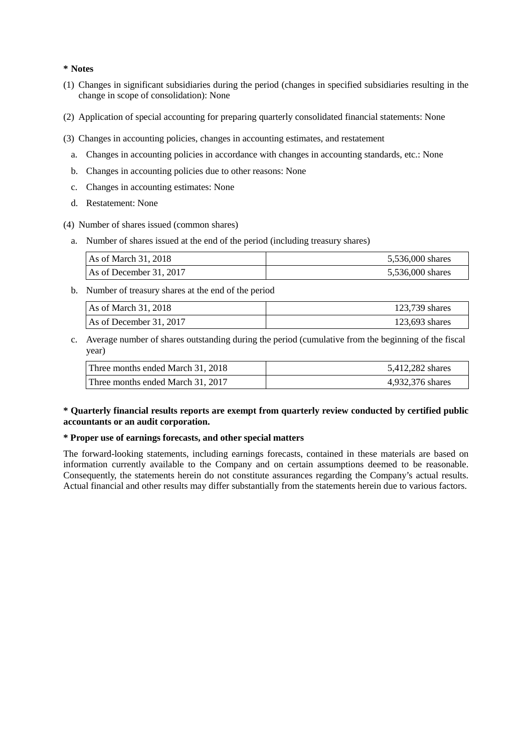**\* Notes**

(1) Changes in significant subsidiaries during the period (changes in specified subsidiaries resulting in the change in scope of consolidation): None

(2) Application of special accounting for preparing quarterly consolidated financial statements: None

(3) Changes in accounting policies, changes in accounting estimates, and restatement

a. Changes in accounting policies in accordance with changes in accounting standards, etc.: None

b. Changes in accounting policies due to other reasons: None

c. Changes in accounting estimates: None

d. Restatement: None

(4) Number of shares issued (common shares)

a. Number of shares issued at the end of the period (including treasury shares)

| | |
|---|---|
| As of March 31, 2018 | 5,536,000 shares |
| As of December 31, 2017 | 5,536,000 shares |

b. Number of treasury shares at the end of the period

| | |
|---|---|
| As of March 31, 2018 | 123,739 shares |
| As of December 31, 2017 | 123,693 shares |

c. Average number of shares outstanding during the period (cumulative from the beginning of the fiscal year)

| | |
|---|---|
| Three months ended March 31, 2018 | 5,412,282 shares |
| Three months ended March 31, 2017 | 4,932,376 shares |

**\* Quarterly financial results reports are exempt from quarterly review conducted by certified public accountants or an audit corporation.**

**\* Proper use of earnings forecasts, and other special matters**

The forward-looking statements, including earnings forecasts, contained in these materials are based on information currently available to the Company and on certain assumptions deemed to be reasonable. Consequently, the statements herein do not constitute assurances regarding the Company's actual results. Actual financial and other results may differ substantially from the statements herein due to various factors.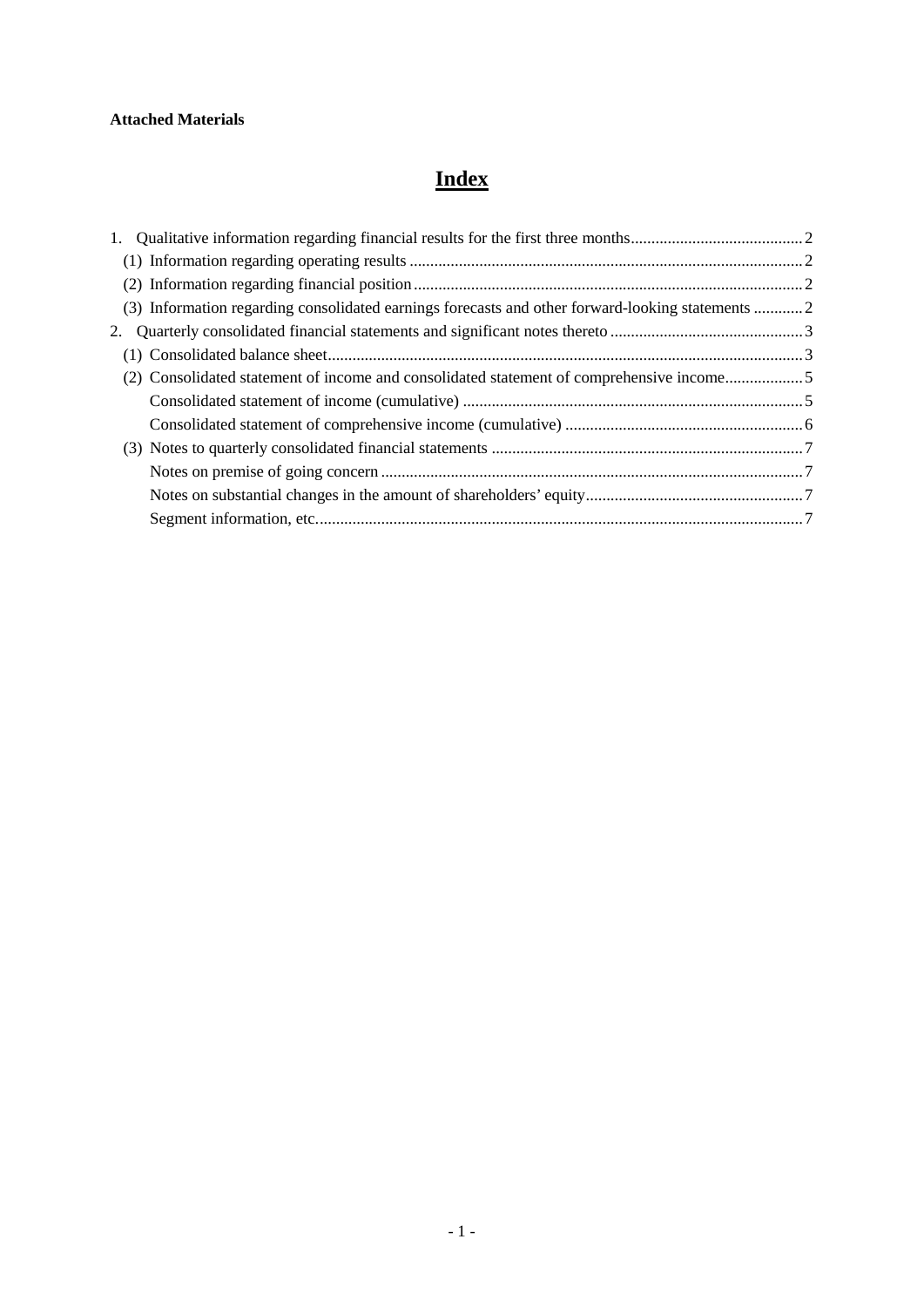**Attached Materials**

# Index

1. Qualitative information regarding financial results for the first three months .......... 2
   - (1) Information regarding operating results .......... 2
   - (2) Information regarding financial position .......... 2
   - (3) Information regarding consolidated earnings forecasts and other forward-looking statements .......... 2
2. Quarterly consolidated financial statements and significant notes thereto .......... 3
   - (1) Consolidated balance sheet .......... 3
   - (2) Consolidated statement of income and consolidated statement of comprehensive income .......... 5
     - Consolidated statement of income (cumulative) .......... 5
     - Consolidated statement of comprehensive income (cumulative) .......... 6
   - (3) Notes to quarterly consolidated financial statements .......... 7
     - Notes on premise of going concern .......... 7
     - Notes on substantial changes in the amount of shareholders' equity .......... 7
     - Segment information, etc. .......... 7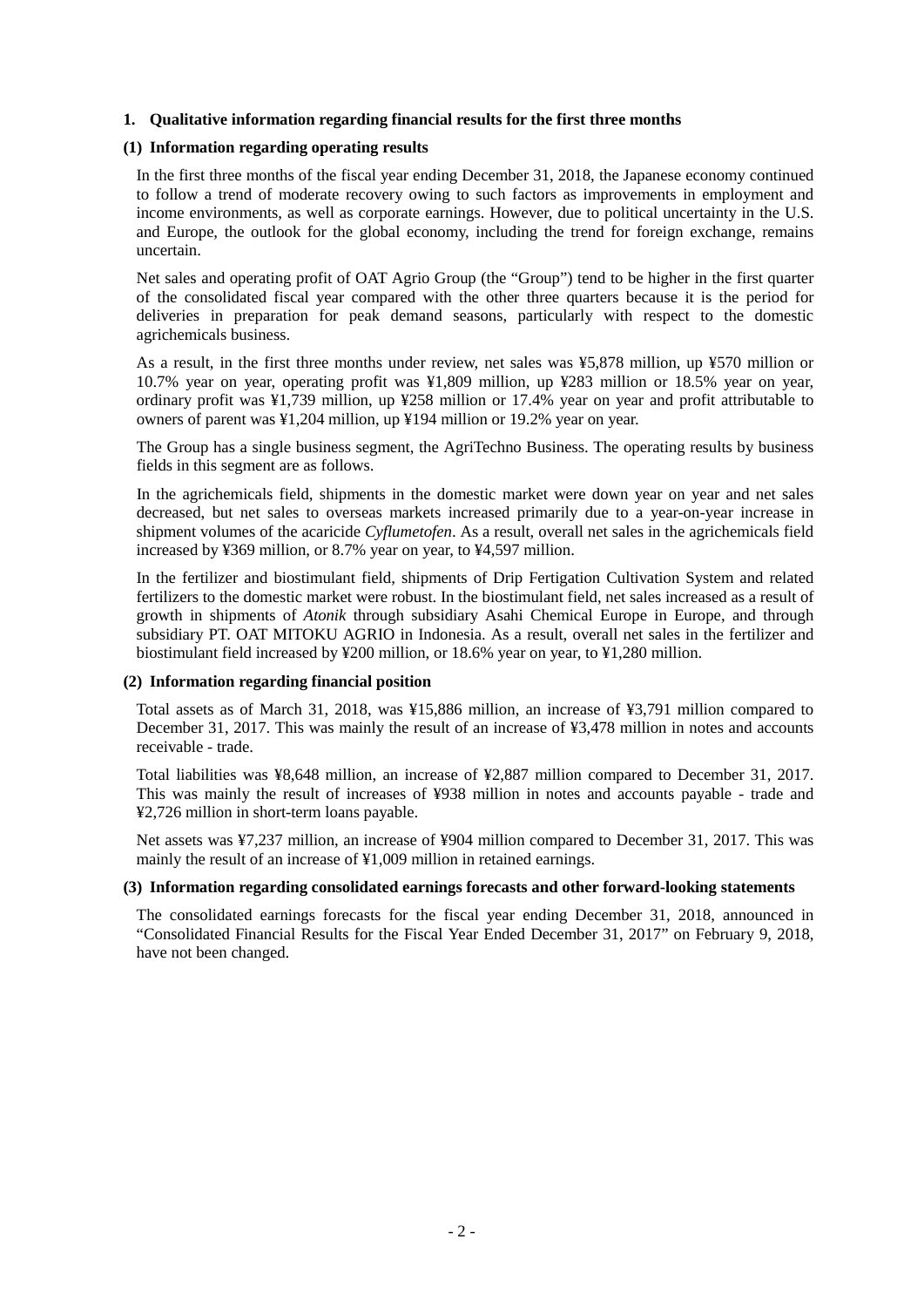## 1. Qualitative information regarding financial results for the first three months

### (1) Information regarding operating results

In the first three months of the fiscal year ending December 31, 2018, the Japanese economy continued to follow a trend of moderate recovery owing to such factors as improvements in employment and income environments, as well as corporate earnings. However, due to political uncertainty in the U.S. and Europe, the outlook for the global economy, including the trend for foreign exchange, remains uncertain.

Net sales and operating profit of OAT Agrio Group (the "Group") tend to be higher in the first quarter of the consolidated fiscal year compared with the other three quarters because it is the period for deliveries in preparation for peak demand seasons, particularly with respect to the domestic agrichemicals business.

As a result, in the first three months under review, net sales was ¥5,878 million, up ¥570 million or 10.7% year on year, operating profit was ¥1,809 million, up ¥283 million or 18.5% year on year, ordinary profit was ¥1,739 million, up ¥258 million or 17.4% year on year and profit attributable to owners of parent was ¥1,204 million, up ¥194 million or 19.2% year on year.

The Group has a single business segment, the AgriTechno Business. The operating results by business fields in this segment are as follows.

In the agrichemicals field, shipments in the domestic market were down year on year and net sales decreased, but net sales to overseas markets increased primarily due to a year-on-year increase in shipment volumes of the acaricide *Cyflumetofen*. As a result, overall net sales in the agrichemicals field increased by ¥369 million, or 8.7% year on year, to ¥4,597 million.

In the fertilizer and biostimulant field, shipments of Drip Fertigation Cultivation System and related fertilizers to the domestic market were robust. In the biostimulant field, net sales increased as a result of growth in shipments of *Atonik* through subsidiary Asahi Chemical Europe in Europe, and through subsidiary PT. OAT MITOKU AGRIO in Indonesia. As a result, overall net sales in the fertilizer and biostimulant field increased by ¥200 million, or 18.6% year on year, to ¥1,280 million.

### (2) Information regarding financial position

Total assets as of March 31, 2018, was ¥15,886 million, an increase of ¥3,791 million compared to December 31, 2017. This was mainly the result of an increase of ¥3,478 million in notes and accounts receivable - trade.

Total liabilities was ¥8,648 million, an increase of ¥2,887 million compared to December 31, 2017. This was mainly the result of increases of ¥938 million in notes and accounts payable - trade and ¥2,726 million in short-term loans payable.

Net assets was ¥7,237 million, an increase of ¥904 million compared to December 31, 2017. This was mainly the result of an increase of ¥1,009 million in retained earnings.

### (3) Information regarding consolidated earnings forecasts and other forward-looking statements

The consolidated earnings forecasts for the fiscal year ending December 31, 2018, announced in "Consolidated Financial Results for the Fiscal Year Ended December 31, 2017" on February 9, 2018, have not been changed.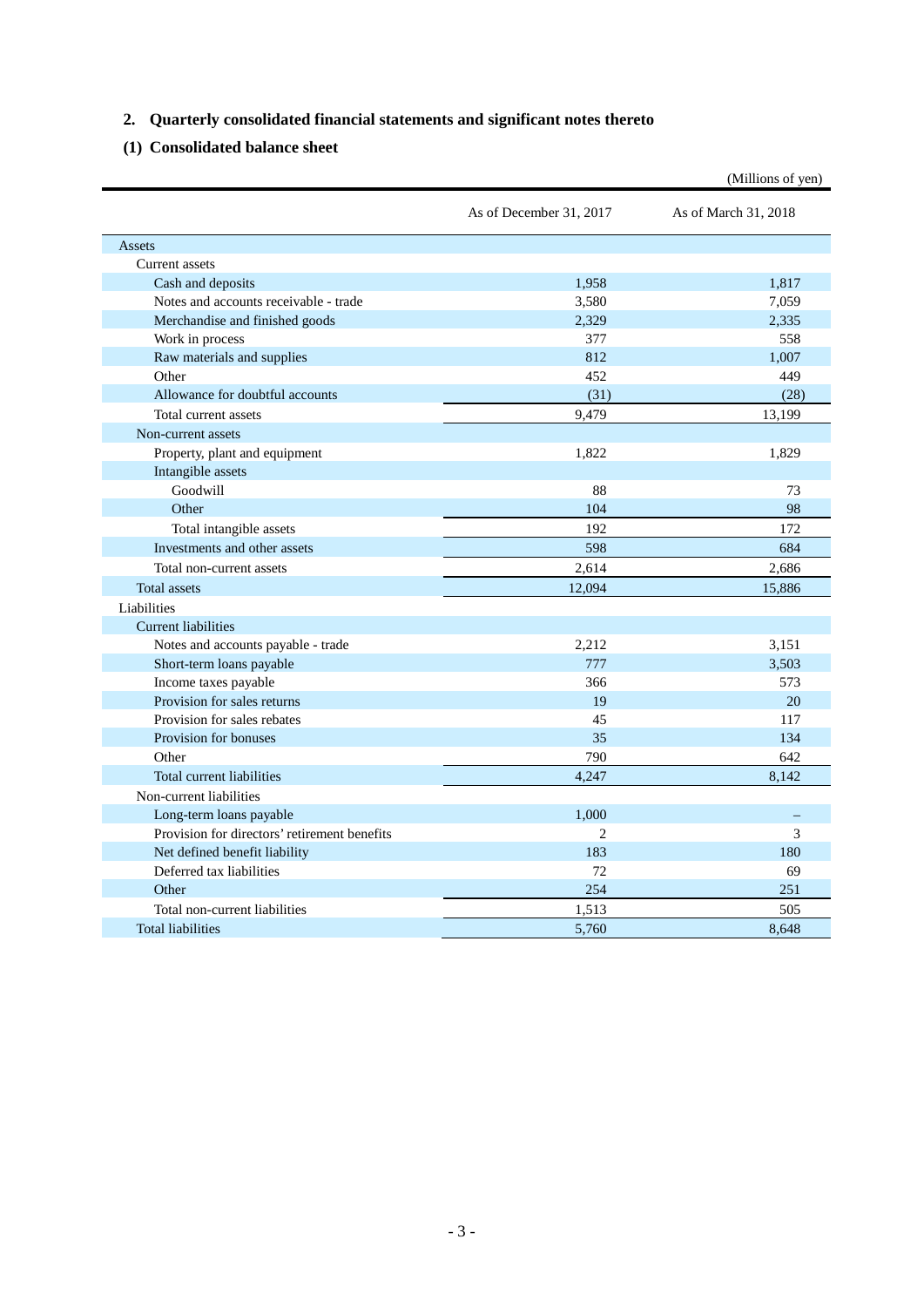## 2. Quarterly consolidated financial statements and significant notes thereto

### (1) Consolidated balance sheet

(Millions of yen)

| | As of December 31, 2017 | As of March 31, 2018 |
|---|---|---|
| Assets | | |
| Current assets | | |
| Cash and deposits | 1,958 | 1,817 |
| Notes and accounts receivable - trade | 3,580 | 7,059 |
| Merchandise and finished goods | 2,329 | 2,335 |
| Work in process | 377 | 558 |
| Raw materials and supplies | 812 | 1,007 |
| Other | 452 | 449 |
| Allowance for doubtful accounts | (31) | (28) |
| Total current assets | 9,479 | 13,199 |
| Non-current assets | | |
| Property, plant and equipment | 1,822 | 1,829 |
| Intangible assets | | |
| Goodwill | 88 | 73 |
| Other | 104 | 98 |
| Total intangible assets | 192 | 172 |
| Investments and other assets | 598 | 684 |
| Total non-current assets | 2,614 | 2,686 |
| Total assets | 12,094 | 15,886 |
| Liabilities | | |
| Current liabilities | | |
| Notes and accounts payable - trade | 2,212 | 3,151 |
| Short-term loans payable | 777 | 3,503 |
| Income taxes payable | 366 | 573 |
| Provision for sales returns | 19 | 20 |
| Provision for sales rebates | 45 | 117 |
| Provision for bonuses | 35 | 134 |
| Other | 790 | 642 |
| Total current liabilities | 4,247 | 8,142 |
| Non-current liabilities | | |
| Long-term loans payable | 1,000 | – |
| Provision for directors' retirement benefits | 2 | 3 |
| Net defined benefit liability | 183 | 180 |
| Deferred tax liabilities | 72 | 69 |
| Other | 254 | 251 |
| Total non-current liabilities | 1,513 | 505 |
| Total liabilities | 5,760 | 8,648 |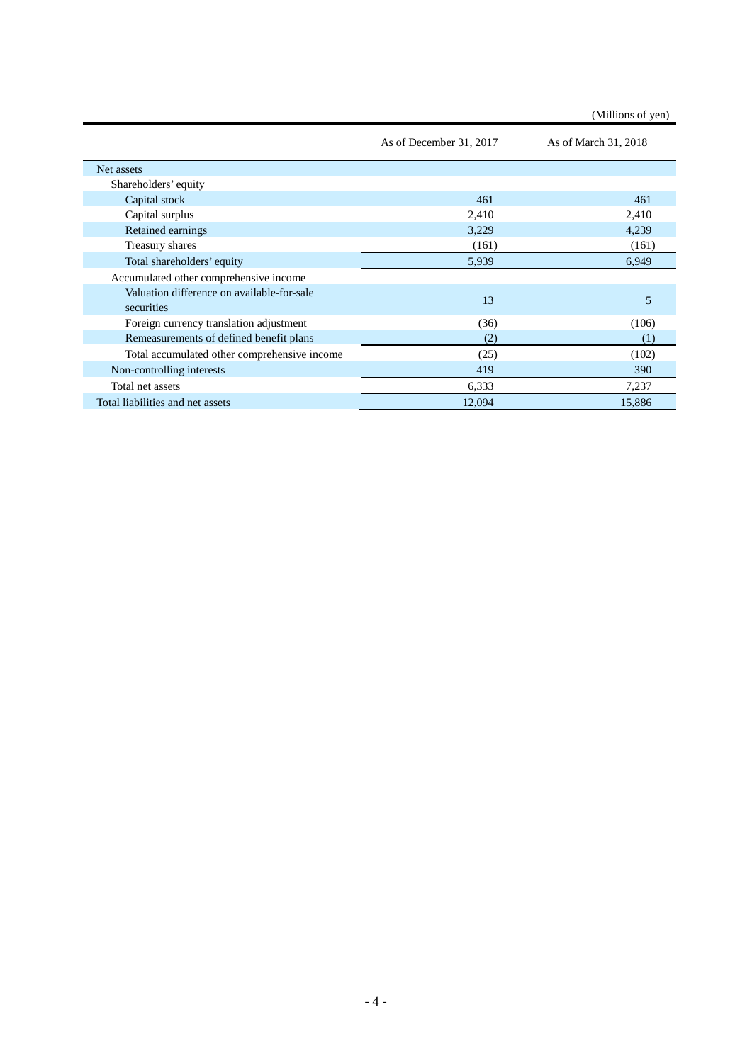(Millions of yen)

| | As of December 31, 2017 | As of March 31, 2018 |
|---|---|---|
| Net assets | | |
| Shareholders' equity | | |
| Capital stock | 461 | 461 |
| Capital surplus | 2,410 | 2,410 |
| Retained earnings | 3,229 | 4,239 |
| Treasury shares | (161) | (161) |
| Total shareholders' equity | 5,939 | 6,949 |
| Accumulated other comprehensive income | | |
| Valuation difference on available-for-sale securities | 13 | 5 |
| Foreign currency translation adjustment | (36) | (106) |
| Remeasurements of defined benefit plans | (2) | (1) |
| Total accumulated other comprehensive income | (25) | (102) |
| Non-controlling interests | 419 | 390 |
| Total net assets | 6,333 | 7,237 |
| Total liabilities and net assets | 12,094 | 15,886 |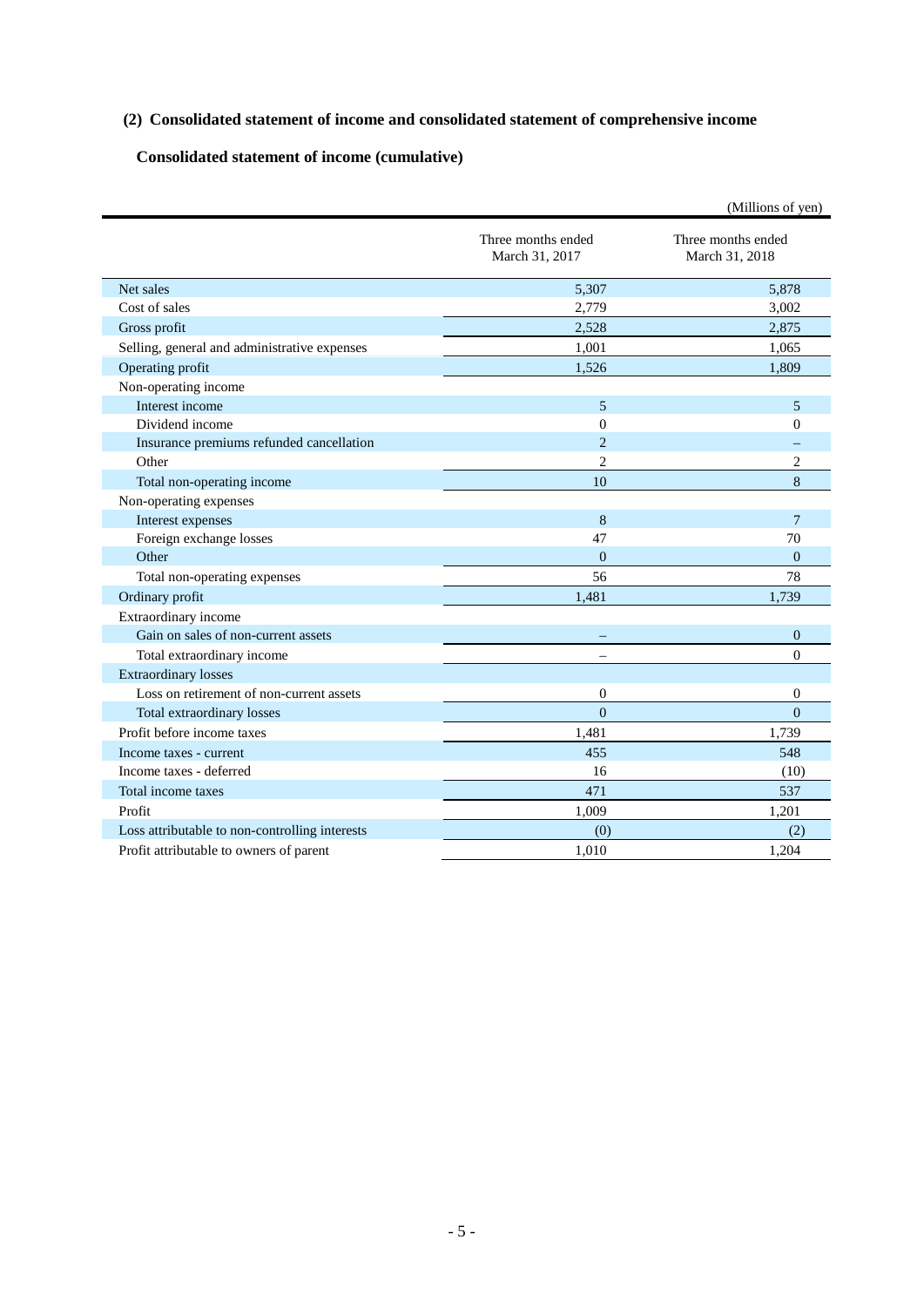### (2) Consolidated statement of income and consolidated statement of comprehensive income

#### Consolidated statement of income (cumulative)

(Millions of yen)

| | Three months ended March 31, 2017 | Three months ended March 31, 2018 |
|---|---|---|
| Net sales | 5,307 | 5,878 |
| Cost of sales | 2,779 | 3,002 |
| Gross profit | 2,528 | 2,875 |
| Selling, general and administrative expenses | 1,001 | 1,065 |
| Operating profit | 1,526 | 1,809 |
| Non-operating income | | |
| Interest income | 5 | 5 |
| Dividend income | 0 | 0 |
| Insurance premiums refunded cancellation | 2 | – |
| Other | 2 | 2 |
| Total non-operating income | 10 | 8 |
| Non-operating expenses | | |
| Interest expenses | 8 | 7 |
| Foreign exchange losses | 47 | 70 |
| Other | 0 | 0 |
| Total non-operating expenses | 56 | 78 |
| Ordinary profit | 1,481 | 1,739 |
| Extraordinary income | | |
| Gain on sales of non-current assets | – | 0 |
| Total extraordinary income | – | 0 |
| Extraordinary losses | | |
| Loss on retirement of non-current assets | 0 | 0 |
| Total extraordinary losses | 0 | 0 |
| Profit before income taxes | 1,481 | 1,739 |
| Income taxes - current | 455 | 548 |
| Income taxes - deferred | 16 | (10) |
| Total income taxes | 471 | 537 |
| Profit | 1,009 | 1,201 |
| Loss attributable to non-controlling interests | (0) | (2) |
| Profit attributable to owners of parent | 1,010 | 1,204 |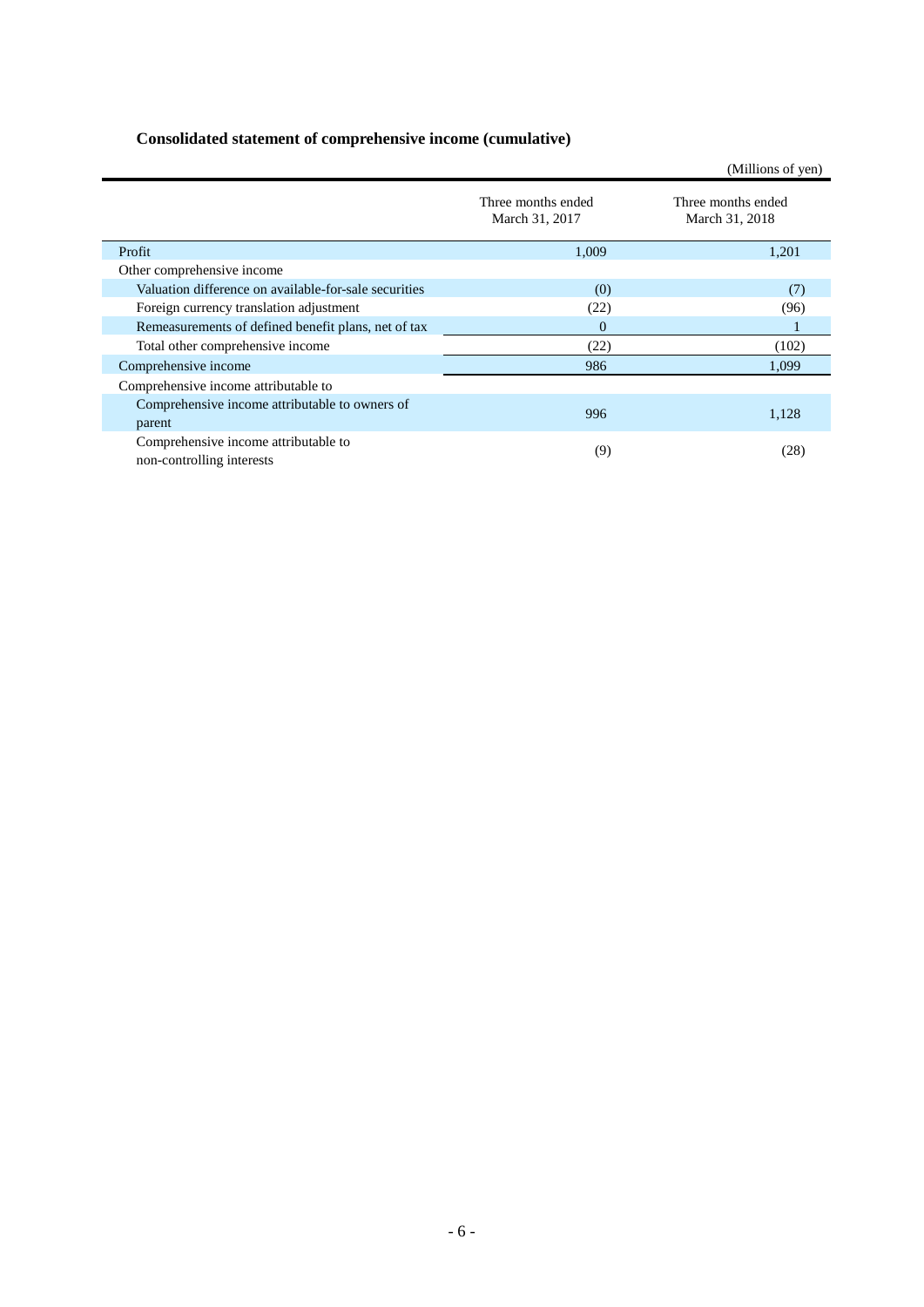**Consolidated statement of comprehensive income (cumulative)**

(Millions of yen)

| | Three months ended March 31, 2017 | Three months ended March 31, 2018 |
|---|---|---|
| Profit | 1,009 | 1,201 |
| Other comprehensive income | | |
| Valuation difference on available-for-sale securities | (0) | (7) |
| Foreign currency translation adjustment | (22) | (96) |
| Remeasurements of defined benefit plans, net of tax | 0 | 1 |
| Total other comprehensive income | (22) | (102) |
| Comprehensive income | 986 | 1,099 |
| Comprehensive income attributable to | | |
| Comprehensive income attributable to owners of parent | 996 | 1,128 |
| Comprehensive income attributable to non-controlling interests | (9) | (28) |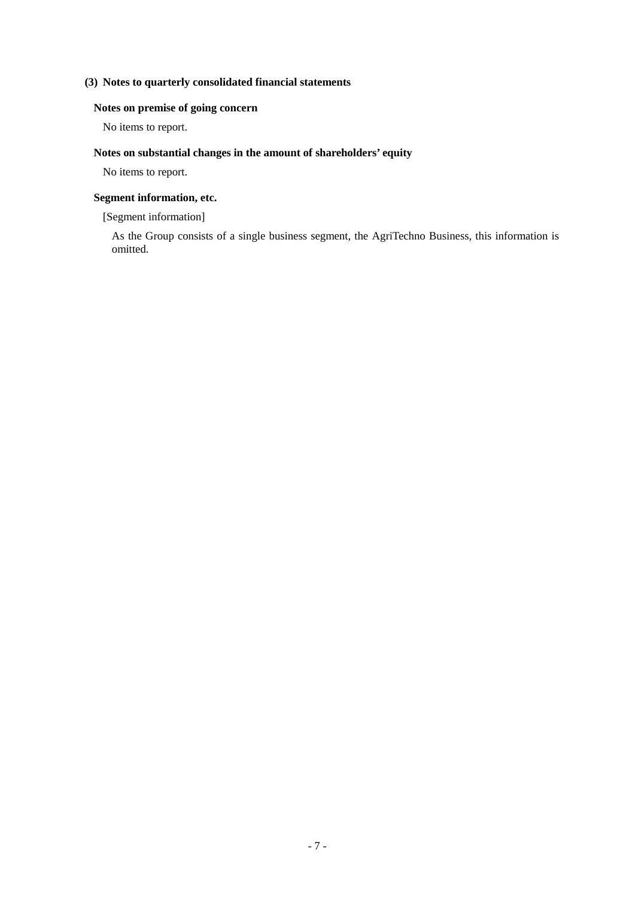### (3) Notes to quarterly consolidated financial statements

#### Notes on premise of going concern

No items to report.

#### Notes on substantial changes in the amount of shareholders' equity

No items to report.

#### Segment information, etc.

[Segment information]

As the Group consists of a single business segment, the AgriTechno Business, this information is omitted.